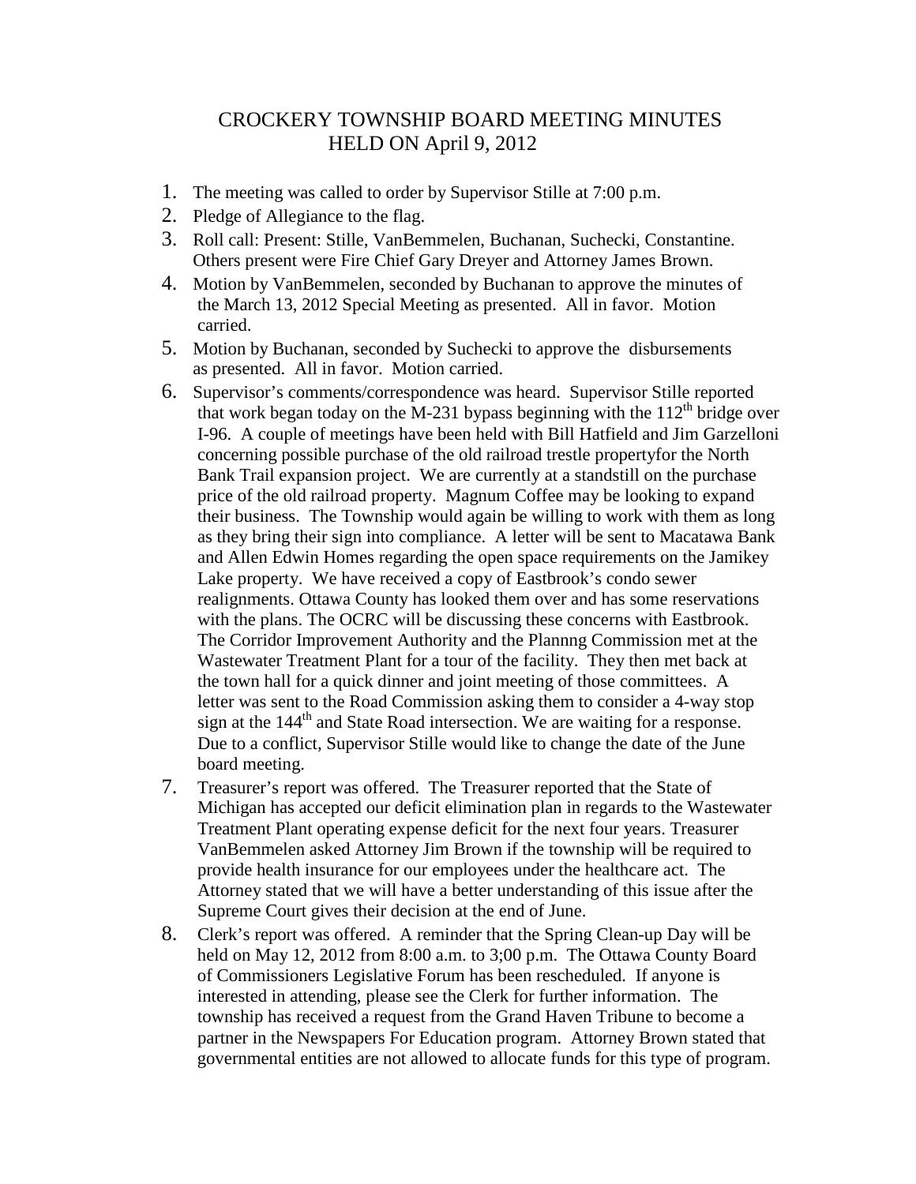# CROCKERY TOWNSHIP BOARD MEETING MINUTES HELD ON April 9, 2012

1. The meeting was called to order by Supervisor Stille at 7:00 p.m.
2. Pledge of Allegiance to the flag.
3. Roll call: Present: Stille, VanBemmelen, Buchanan, Suchecki, Constantine. Others present were Fire Chief Gary Dreyer and Attorney James Brown.
4. Motion by VanBemmelen, seconded by Buchanan to approve the minutes of the March 13, 2012 Special Meeting as presented. All in favor. Motion carried.
5. Motion by Buchanan, seconded by Suchecki to approve the disbursements as presented. All in favor. Motion carried.
6. Supervisor's comments/correspondence was heard. Supervisor Stille reported that work began today on the M-231 bypass beginning with the 112th bridge over I-96. A couple of meetings have been held with Bill Hatfield and Jim Garzelloni concerning possible purchase of the old railroad trestle propertyfor the North Bank Trail expansion project. We are currently at a standstill on the purchase price of the old railroad property. Magnum Coffee may be looking to expand their business. The Township would again be willing to work with them as long as they bring their sign into compliance. A letter will be sent to Macatawa Bank and Allen Edwin Homes regarding the open space requirements on the Jamikey Lake property. We have received a copy of Eastbrook's condo sewer realignments. Ottawa County has looked them over and has some reservations with the plans. The OCRC will be discussing these concerns with Eastbrook. The Corridor Improvement Authority and the Plannng Commission met at the Wastewater Treatment Plant for a tour of the facility. They then met back at the town hall for a quick dinner and joint meeting of those committees. A letter was sent to the Road Commission asking them to consider a 4-way stop sign at the 144th and State Road intersection. We are waiting for a response. Due to a conflict, Supervisor Stille would like to change the date of the June board meeting.
7. Treasurer's report was offered. The Treasurer reported that the State of Michigan has accepted our deficit elimination plan in regards to the Wastewater Treatment Plant operating expense deficit for the next four years. Treasurer VanBemmelen asked Attorney Jim Brown if the township will be required to provide health insurance for our employees under the healthcare act. The Attorney stated that we will have a better understanding of this issue after the Supreme Court gives their decision at the end of June.
8. Clerk's report was offered. A reminder that the Spring Clean-up Day will be held on May 12, 2012 from 8:00 a.m. to 3;00 p.m. The Ottawa County Board of Commissioners Legislative Forum has been rescheduled. If anyone is interested in attending, please see the Clerk for further information. The township has received a request from the Grand Haven Tribune to become a partner in the Newspapers For Education program. Attorney Brown stated that governmental entities are not allowed to allocate funds for this type of program.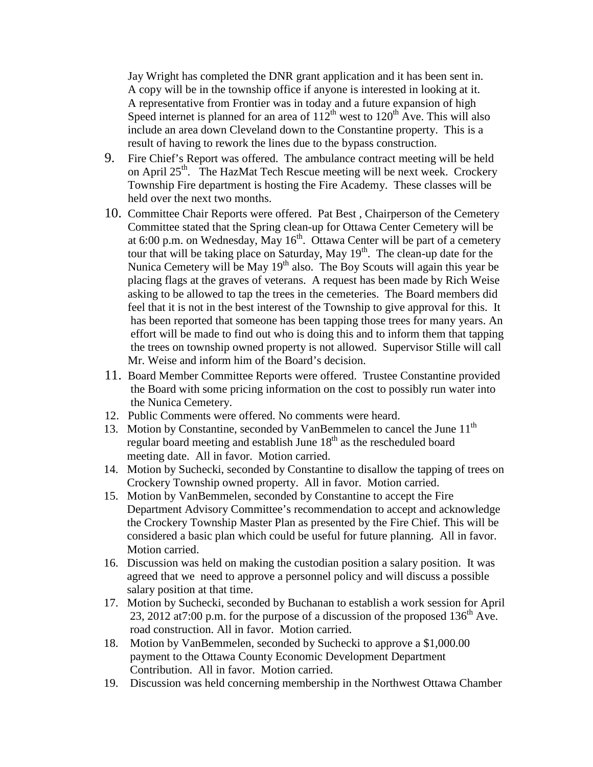Jay Wright has completed the DNR grant application and it has been sent in. A copy will be in the township office if anyone is interested in looking at it. A representative from Frontier was in today and a future expansion of high Speed internet is planned for an area of 112th west to 120th Ave. This will also include an area down Cleveland down to the Constantine property. This is a result of having to rework the lines due to the bypass construction.

9. Fire Chief's Report was offered. The ambulance contract meeting will be held on April 25th. The HazMat Tech Rescue meeting will be next week. Crockery Township Fire department is hosting the Fire Academy. These classes will be held over the next two months.
10. Committee Chair Reports were offered. Pat Best , Chairperson of the Cemetery Committee stated that the Spring clean-up for Ottawa Center Cemetery will be at 6:00 p.m. on Wednesday, May 16th. Ottawa Center will be part of a cemetery tour that will be taking place on Saturday, May 19th. The clean-up date for the Nunica Cemetery will be May 19th also. The Boy Scouts will again this year be placing flags at the graves of veterans. A request has been made by Rich Weise asking to be allowed to tap the trees in the cemeteries. The Board members did feel that it is not in the best interest of the Township to give approval for this. It has been reported that someone has been tapping those trees for many years. An effort will be made to find out who is doing this and to inform them that tapping the trees on township owned property is not allowed. Supervisor Stille will call Mr. Weise and inform him of the Board's decision.
11. Board Member Committee Reports were offered. Trustee Constantine provided the Board with some pricing information on the cost to possibly run water into the Nunica Cemetery.
12. Public Comments were offered. No comments were heard.
13. Motion by Constantine, seconded by VanBemmelen to cancel the June 11th regular board meeting and establish June 18th as the rescheduled board meeting date. All in favor. Motion carried.
14. Motion by Suchecki, seconded by Constantine to disallow the tapping of trees on Crockery Township owned property. All in favor. Motion carried.
15. Motion by VanBemmelen, seconded by Constantine to accept the Fire Department Advisory Committee's recommendation to accept and acknowledge the Crockery Township Master Plan as presented by the Fire Chief. This will be considered a basic plan which could be useful for future planning. All in favor. Motion carried.
16. Discussion was held on making the custodian position a salary position. It was agreed that we need to approve a personnel policy and will discuss a possible salary position at that time.
17. Motion by Suchecki, seconded by Buchanan to establish a work session for April 23, 2012 at7:00 p.m. for the purpose of a discussion of the proposed 136th Ave. road construction. All in favor. Motion carried.
18. Motion by VanBemmelen, seconded by Suchecki to approve a $1,000.00 payment to the Ottawa County Economic Development Department Contribution. All in favor. Motion carried.
19. Discussion was held concerning membership in the Northwest Ottawa Chamber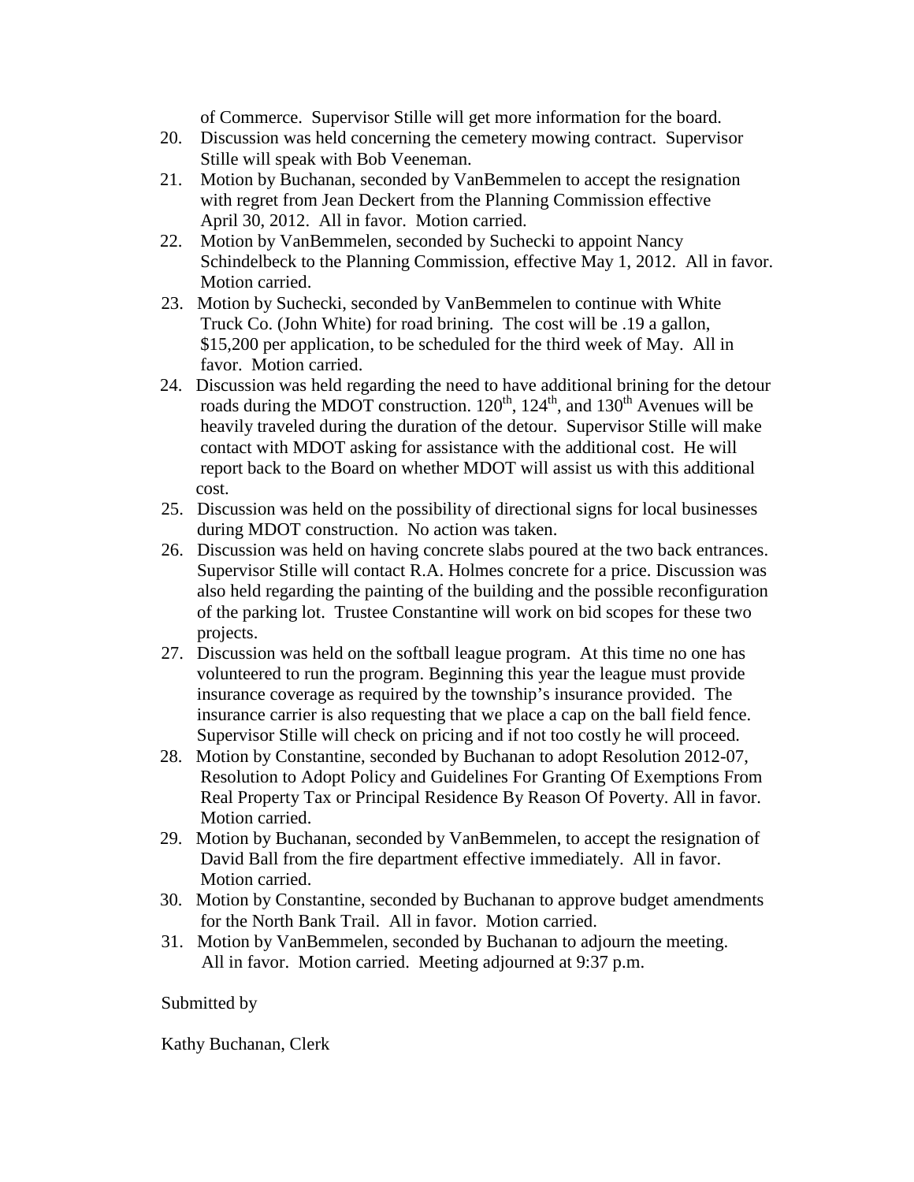of Commerce. Supervisor Stille will get more information for the board.

20. Discussion was held concerning the cemetery mowing contract. Supervisor Stille will speak with Bob Veeneman.
21. Motion by Buchanan, seconded by VanBemmelen to accept the resignation with regret from Jean Deckert from the Planning Commission effective April 30, 2012. All in favor. Motion carried.
22. Motion by VanBemmelen, seconded by Suchecki to appoint Nancy Schindelbeck to the Planning Commission, effective May 1, 2012. All in favor. Motion carried.
23. Motion by Suchecki, seconded by VanBemmelen to continue with White Truck Co. (John White) for road brining. The cost will be .19 a gallon, $15,200 per application, to be scheduled for the third week of May. All in favor. Motion carried.
24. Discussion was held regarding the need to have additional brining for the detour roads during the MDOT construction. 120th, 124th, and 130th Avenues will be heavily traveled during the duration of the detour. Supervisor Stille will make contact with MDOT asking for assistance with the additional cost. He will report back to the Board on whether MDOT will assist us with this additional cost.
25. Discussion was held on the possibility of directional signs for local businesses during MDOT construction. No action was taken.
26. Discussion was held on having concrete slabs poured at the two back entrances. Supervisor Stille will contact R.A. Holmes concrete for a price. Discussion was also held regarding the painting of the building and the possible reconfiguration of the parking lot. Trustee Constantine will work on bid scopes for these two projects.
27. Discussion was held on the softball league program. At this time no one has volunteered to run the program. Beginning this year the league must provide insurance coverage as required by the township's insurance provided. The insurance carrier is also requesting that we place a cap on the ball field fence. Supervisor Stille will check on pricing and if not too costly he will proceed.
28. Motion by Constantine, seconded by Buchanan to adopt Resolution 2012-07, Resolution to Adopt Policy and Guidelines For Granting Of Exemptions From Real Property Tax or Principal Residence By Reason Of Poverty. All in favor. Motion carried.
29. Motion by Buchanan, seconded by VanBemmelen, to accept the resignation of David Ball from the fire department effective immediately. All in favor. Motion carried.
30. Motion by Constantine, seconded by Buchanan to approve budget amendments for the North Bank Trail. All in favor. Motion carried.
31. Motion by VanBemmelen, seconded by Buchanan to adjourn the meeting. All in favor. Motion carried. Meeting adjourned at 9:37 p.m.

Submitted by

Kathy Buchanan, Clerk